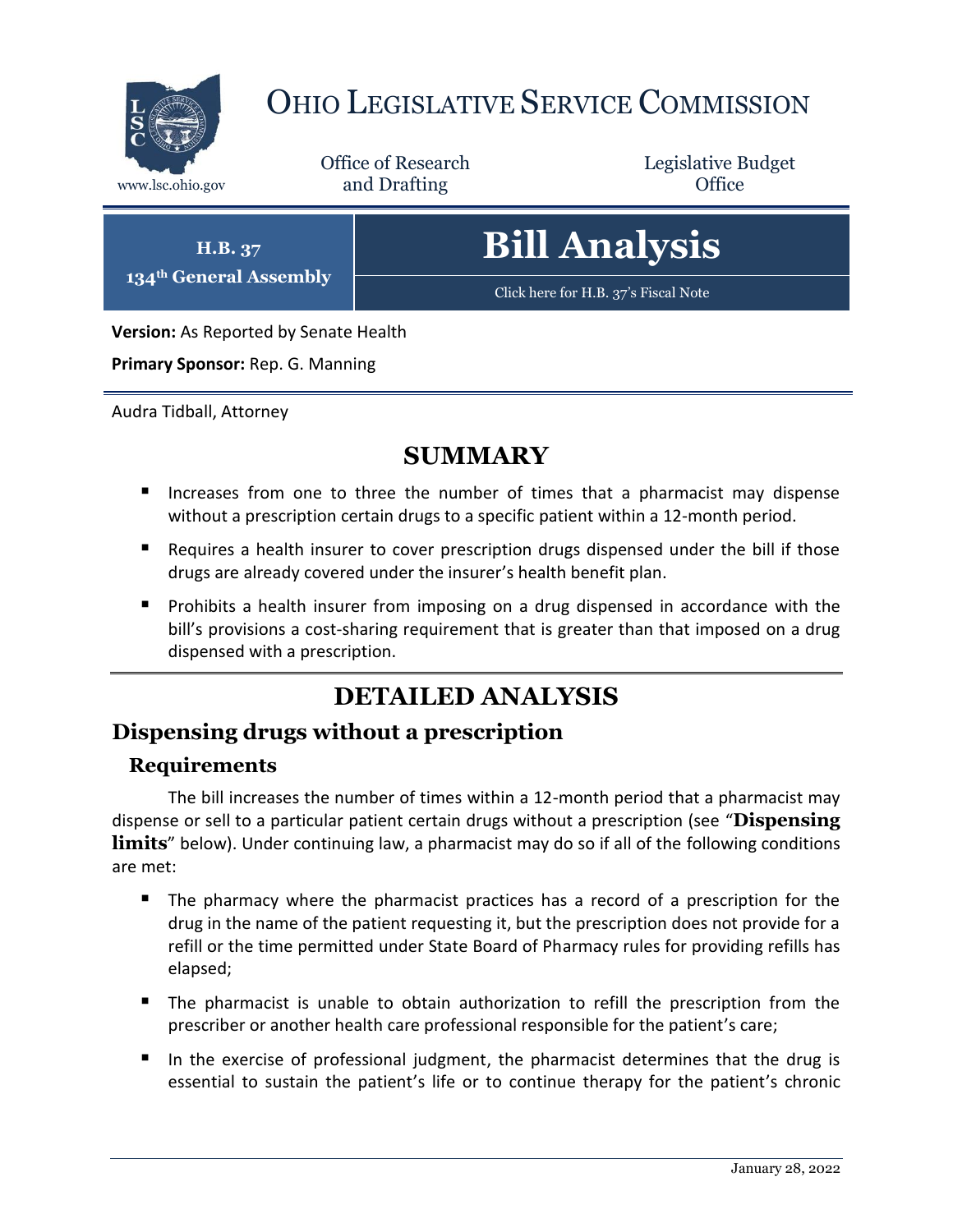# OHIO LEGISLATIVE SERVICE COMMISSION

www.lsc.ohio.gov

Office of Research and Drafting

Legislative Budget Office

**H.B. 37**
**134th General Assembly**

# Bill Analysis

Click here for H.B. 37's Fiscal Note

**Version:** As Reported by Senate Health

**Primary Sponsor:** Rep. G. Manning

Audra Tidball, Attorney

## SUMMARY

- Increases from one to three the number of times that a pharmacist may dispense without a prescription certain drugs to a specific patient within a 12-month period.
- Requires a health insurer to cover prescription drugs dispensed under the bill if those drugs are already covered under the insurer's health benefit plan.
- Prohibits a health insurer from imposing on a drug dispensed in accordance with the bill's provisions a cost-sharing requirement that is greater than that imposed on a drug dispensed with a prescription.

## DETAILED ANALYSIS

## Dispensing drugs without a prescription

### Requirements

The bill increases the number of times within a 12-month period that a pharmacist may dispense or sell to a particular patient certain drugs without a prescription (see "**Dispensing limits**" below). Under continuing law, a pharmacist may do so if all of the following conditions are met:

- The pharmacy where the pharmacist practices has a record of a prescription for the drug in the name of the patient requesting it, but the prescription does not provide for a refill or the time permitted under State Board of Pharmacy rules for providing refills has elapsed;
- The pharmacist is unable to obtain authorization to refill the prescription from the prescriber or another health care professional responsible for the patient's care;
- In the exercise of professional judgment, the pharmacist determines that the drug is essential to sustain the patient's life or to continue therapy for the patient's chronic

January 28, 2022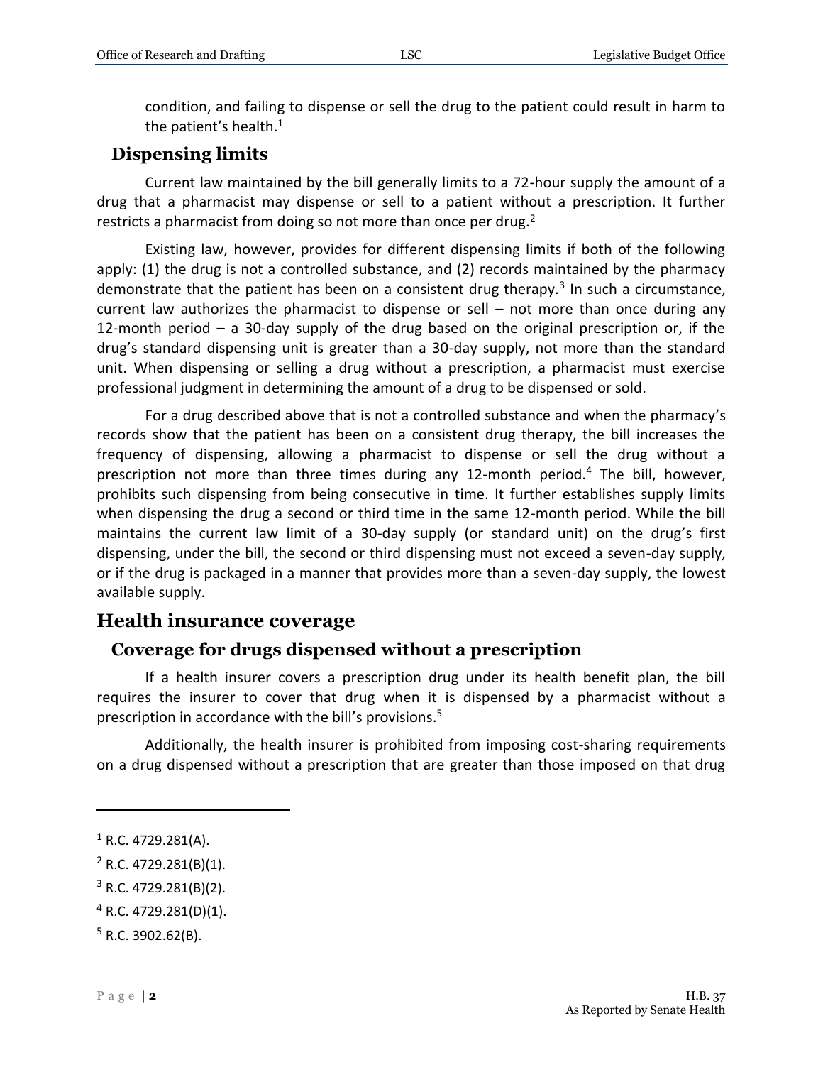condition, and failing to dispense or sell the drug to the patient could result in harm to the patient's health.[1]

### Dispensing limits

Current law maintained by the bill generally limits to a 72-hour supply the amount of a drug that a pharmacist may dispense or sell to a patient without a prescription. It further restricts a pharmacist from doing so not more than once per drug.[2]

Existing law, however, provides for different dispensing limits if both of the following apply: (1) the drug is not a controlled substance, and (2) records maintained by the pharmacy demonstrate that the patient has been on a consistent drug therapy.[3] In such a circumstance, current law authorizes the pharmacist to dispense or sell – not more than once during any 12-month period – a 30-day supply of the drug based on the original prescription or, if the drug's standard dispensing unit is greater than a 30-day supply, not more than the standard unit. When dispensing or selling a drug without a prescription, a pharmacist must exercise professional judgment in determining the amount of a drug to be dispensed or sold.

For a drug described above that is not a controlled substance and when the pharmacy's records show that the patient has been on a consistent drug therapy, the bill increases the frequency of dispensing, allowing a pharmacist to dispense or sell the drug without a prescription not more than three times during any 12-month period.[4] The bill, however, prohibits such dispensing from being consecutive in time. It further establishes supply limits when dispensing the drug a second or third time in the same 12-month period. While the bill maintains the current law limit of a 30-day supply (or standard unit) on the drug's first dispensing, under the bill, the second or third dispensing must not exceed a seven-day supply, or if the drug is packaged in a manner that provides more than a seven-day supply, the lowest available supply.

## Health insurance coverage

### Coverage for drugs dispensed without a prescription

If a health insurer covers a prescription drug under its health benefit plan, the bill requires the insurer to cover that drug when it is dispensed by a pharmacist without a prescription in accordance with the bill's provisions.[5]

Additionally, the health insurer is prohibited from imposing cost-sharing requirements on a drug dispensed without a prescription that are greater than those imposed on that drug

---

[1] R.C. 4729.281(A).

[2] R.C. 4729.281(B)(1).

[3] R.C. 4729.281(B)(2).

[4] R.C. 4729.281(D)(1).

[5] R.C. 3902.62(B).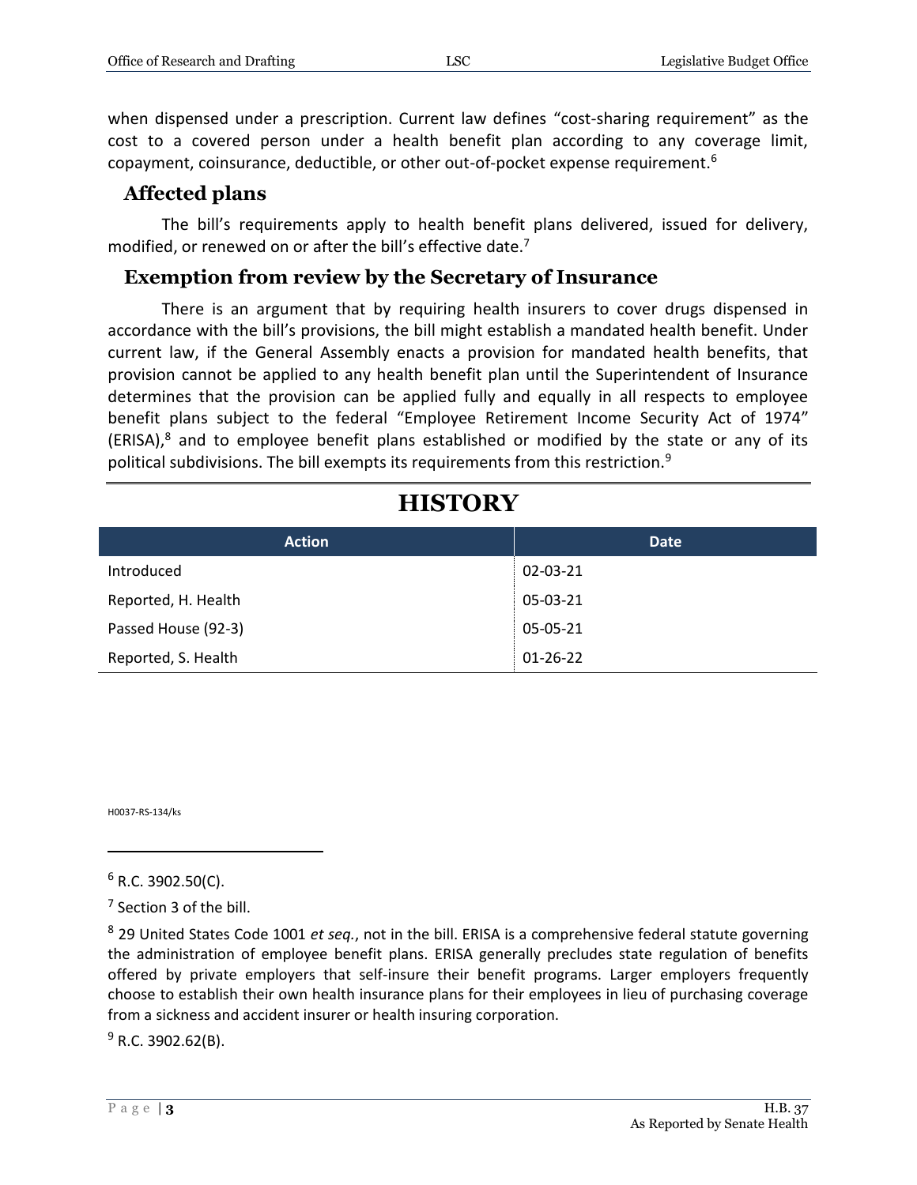when dispensed under a prescription. Current law defines "cost-sharing requirement" as the cost to a covered person under a health benefit plan according to any coverage limit, copayment, coinsurance, deductible, or other out-of-pocket expense requirement.[6]

## Affected plans

The bill's requirements apply to health benefit plans delivered, issued for delivery, modified, or renewed on or after the bill's effective date.[7]

## Exemption from review by the Secretary of Insurance

There is an argument that by requiring health insurers to cover drugs dispensed in accordance with the bill's provisions, the bill might establish a mandated health benefit. Under current law, if the General Assembly enacts a provision for mandated health benefits, that provision cannot be applied to any health benefit plan until the Superintendent of Insurance determines that the provision can be applied fully and equally in all respects to employee benefit plans subject to the federal "Employee Retirement Income Security Act of 1974" (ERISA),[8] and to employee benefit plans established or modified by the state or any of its political subdivisions. The bill exempts its requirements from this restriction.[9]

# HISTORY

| Action | Date |
| --- | --- |
| Introduced | 02-03-21 |
| Reported, H. Health | 05-03-21 |
| Passed House (92-3) | 05-05-21 |
| Reported, S. Health | 01-26-22 |

H0037-RS-134/ks

---

[6] R.C. 3902.50(C).

[7] Section 3 of the bill.

[8] 29 United States Code 1001 *et seq.*, not in the bill. ERISA is a comprehensive federal statute governing the administration of employee benefit plans. ERISA generally precludes state regulation of benefits offered by private employers that self-insure their benefit programs. Larger employers frequently choose to establish their own health insurance plans for their employees in lieu of purchasing coverage from a sickness and accident insurer or health insuring corporation.

[9] R.C. 3902.62(B).